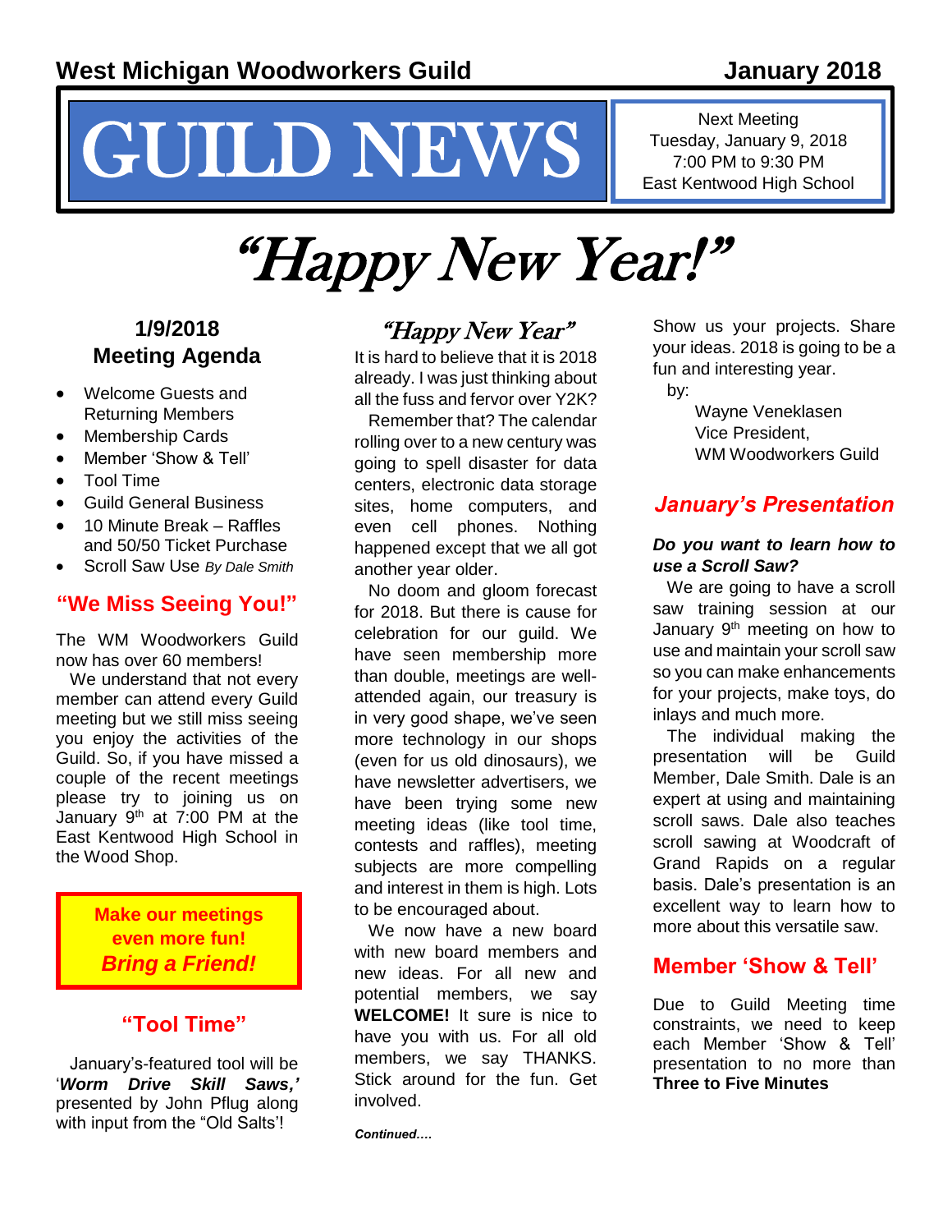West Michigan Woodworkers Guild — January 2018

# GUILD NEWS

Next Meeting
Tuesday, January 9, 2018
7:00 PM to 9:30 PM
East Kentwood High School

# "Happy New Year!"

## 1/9/2018 Meeting Agenda

- Welcome Guests and Returning Members
- Membership Cards
- Member 'Show & Tell'
- Tool Time
- Guild General Business
- 10 Minute Break – Raffles and 50/50 Ticket Purchase
- Scroll Saw Use *By Dale Smith*

## "We Miss Seeing You!"

The WM Woodworkers Guild now has over 60 members!

We understand that not every member can attend every Guild meeting but we still miss seeing you enjoy the activities of the Guild. So, if you have missed a couple of the recent meetings please try to joining us on January 9th at 7:00 PM at the East Kentwood High School in the Wood Shop.

**Make our meetings even more fun!**
***Bring a Friend!***

## "Tool Time"

January's-featured tool will be '***Worm Drive Skill Saws,'*** presented by John Pflug along with input from the "Old Salts'!

## *"Happy New Year"*

It is hard to believe that it is 2018 already. I was just thinking about all the fuss and fervor over Y2K?

Remember that? The calendar rolling over to a new century was going to spell disaster for data centers, electronic data storage sites, home computers, and even cell phones. Nothing happened except that we all got another year older.

No doom and gloom forecast for 2018. But there is cause for celebration for our guild. We have seen membership more than double, meetings are well-attended again, our treasury is in very good shape, we've seen more technology in our shops (even for us old dinosaurs), we have newsletter advertisers, we have been trying some new meeting ideas (like tool time, contests and raffles), meeting subjects are more compelling and interest in them is high. Lots to be encouraged about.

We now have a new board with new board members and new ideas. For all new and potential members, we say **WELCOME!** It sure is nice to have you with us. For all old members, we say THANKS. Stick around for the fun. Get involved.

***Continued….***

Show us your projects. Share your ideas. 2018 is going to be a fun and interesting year.

by:
Wayne Veneklasen
Vice President,
WM Woodworkers Guild

## *January's Presentation*

***Do you want to learn how to use a Scroll Saw?***

We are going to have a scroll saw training session at our January 9th meeting on how to use and maintain your scroll saw so you can make enhancements for your projects, make toys, do inlays and much more.

The individual making the presentation will be Guild Member, Dale Smith. Dale is an expert at using and maintaining scroll saws. Dale also teaches scroll sawing at Woodcraft of Grand Rapids on a regular basis. Dale's presentation is an excellent way to learn how to more about this versatile saw.

## Member 'Show & Tell'

Due to Guild Meeting time constraints, we need to keep each Member 'Show & Tell' presentation to no more than **Three to Five Minutes**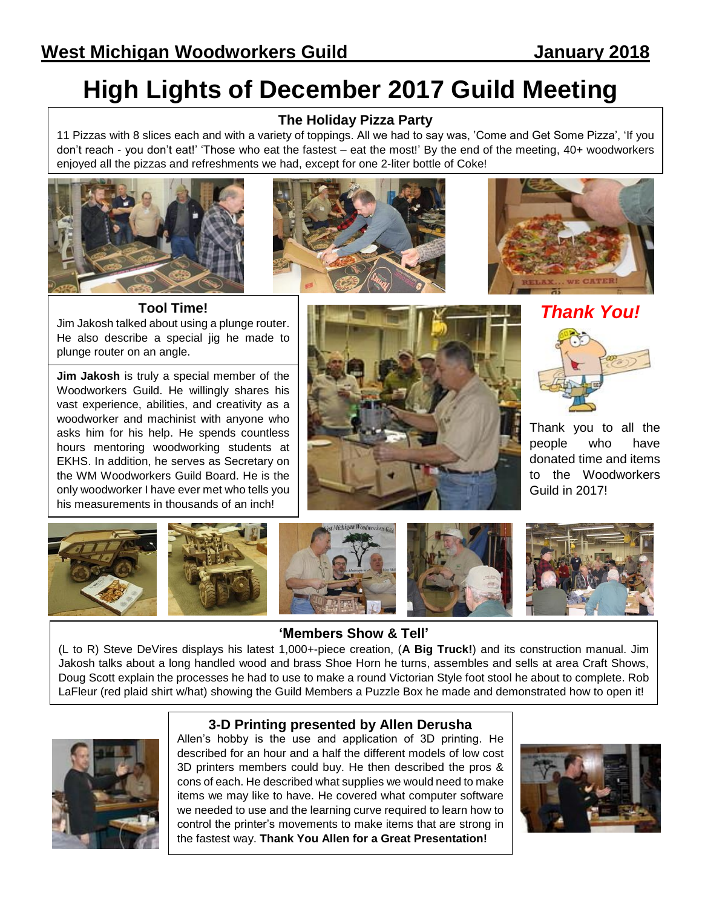# High Lights of December 2017 Guild Meeting

### The Holiday Pizza Party

11 Pizzas with 8 slices each and with a variety of toppings. All we had to say was, 'Come and Get Some Pizza', 'If you don't reach - you don't eat!' 'Those who eat the fastest – eat the most!' By the end of the meeting, 40+ woodworkers enjoyed all the pizzas and refreshments we had, except for one 2-liter bottle of Coke!

### Tool Time!

Jim Jakosh talked about using a plunge router. He also describe a special jig he made to plunge router on an angle.

**Jim Jakosh** is truly a special member of the Woodworkers Guild. He willingly shares his vast experience, abilities, and creativity as a woodworker and machinist with anyone who asks him for his help. He spends countless hours mentoring woodworking students at EKHS. In addition, he serves as Secretary on the WM Woodworkers Guild Board. He is the only woodworker I have ever met who tells you his measurements in thousands of an inch!

### *Thank You!*

Thank you to all the people who have donated time and items to the Woodworkers Guild in 2017!

### 'Members Show & Tell'

(L to R) Steve DeVires displays his latest 1,000+-piece creation, (**A Big Truck!**) and its construction manual. Jim Jakosh talks about a long handled wood and brass Shoe Horn he turns, assembles and sells at area Craft Shows, Doug Scott explain the processes he had to use to make a round Victorian Style foot stool he about to complete. Rob LaFleur (red plaid shirt w/hat) showing the Guild Members a Puzzle Box he made and demonstrated how to open it!

### 3-D Printing presented by Allen Derusha

Allen's hobby is the use and application of 3D printing. He described for an hour and a half the different models of low cost 3D printers members could buy. He then described the pros & cons of each. He described what supplies we would need to make items we may like to have. He covered what computer software we needed to use and the learning curve required to learn how to control the printer's movements to make items that are strong in the fastest way. **Thank You Allen for a Great Presentation!**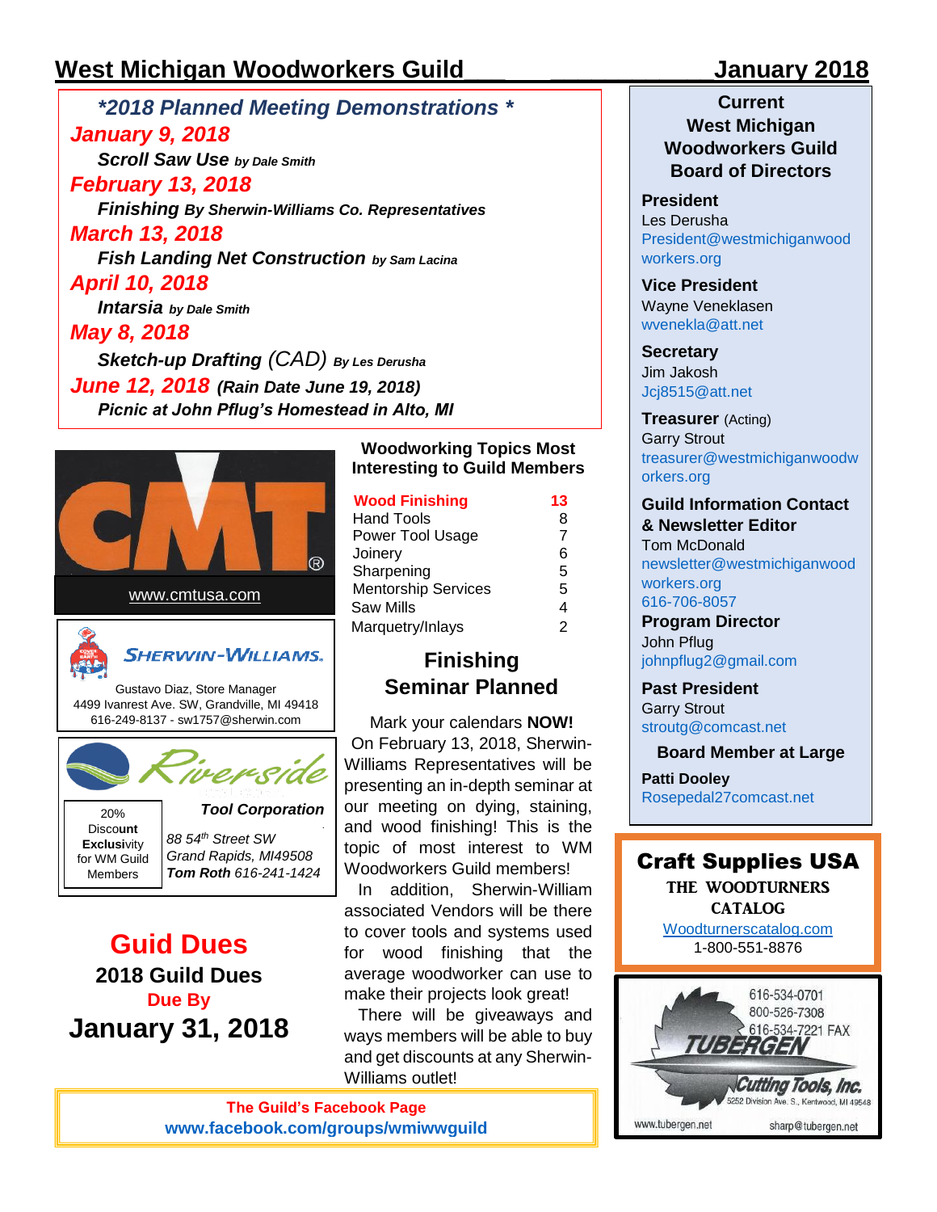# West Michigan Woodworkers Guild January 2018

## *2018 Planned Meeting Demonstrations *

**January 9, 2018**
***Scroll Saw Use*** *by Dale Smith*

**February 13, 2018**
***Finishing*** *By Sherwin-Williams Co. Representatives*

**March 13, 2018**
***Fish Landing Net Construction*** *by Sam Lacina*

**April 10, 2018**
***Intarsia*** *by Dale Smith*

**May 8, 2018**
***Sketch-up Drafting (CAD)*** *By Les Derusha*

**June 12, 2018** *(Rain Date June 19, 2018)*
***Picnic at John Pflug's Homestead in Alto, MI***

CMT
www.cmtusa.com

SHERWIN-WILLIAMS.
Gustavo Diaz, Store Manager
4499 Ivanrest Ave. SW, Grandville, MI 49418
616-249-8137 - sw1757@sherwin.com

Riverside
**Tool Corporation**
*88 54th Street SW*
*Grand Rapids, MI49508*
***Tom Roth 616-241-1424***

20% Discount **Exclusivity** for WM Guild Members

## Guild Dues

**2018 Guild Dues**
**Due By**
**January 31, 2018**

### Woodworking Topics Most Interesting to Guild Members

| | |
|---|---|
| **Wood Finishing** | **13** |
| Hand Tools | 8 |
| Power Tool Usage | 7 |
| Joinery | 6 |
| Sharpening | 5 |
| Mentorship Services | 5 |
| Saw Mills | 4 |
| Marquetry/Inlays | 2 |

## Finishing Seminar Planned

Mark your calendars **NOW!** On February 13, 2018, Sherwin-Williams Representatives will be presenting an in-depth seminar at our meeting on dying, staining, and wood finishing! This is the topic of most interest to WM Woodworkers Guild members!

In addition, Sherwin-William associated Vendors will be there to cover tools and systems used for wood finishing that the average woodworker can use to make their projects look great!

There will be giveaways and ways members will be able to buy and get discounts at any Sherwin-Williams outlet!

**The Guild's Facebook Page**
**www.facebook.com/groups/wmiwwguild**

## Current West Michigan Woodworkers Guild Board of Directors

**President**
Les Derusha
President@westmichiganwoodworkers.org

**Vice President**
Wayne Veneklasen
wveneka@att.net

**Secretary**
Jim Jakosh
Jcj8515@att.net

**Treasurer** (Acting)
Garry Strout
treasurer@westmichiganwoodworkers.org

**Guild Information Contact & Newsletter Editor**
Tom McDonald
newsletter@westmichiganwoodworkers.org
616-706-8057

**Program Director**
John Pflug
johnpflug2@gmail.com

**Past President**
Garry Strout
stroutg@comcast.net

**Board Member at Large**

**Patti Dooley**
Rosepedal27comcast.net

**Craft Supplies USA**
THE WOODTURNERS CATALOG
Woodturnerscatalog.com
1-800-551-8876

616-534-0701
800-526-7308
616-534-7221 FAX
TUBERGEN Cutting Tools, Inc.
5252 Division Ave. S., Kentwood, MI 49548
www.tubergen.net sharp@tubergen.net